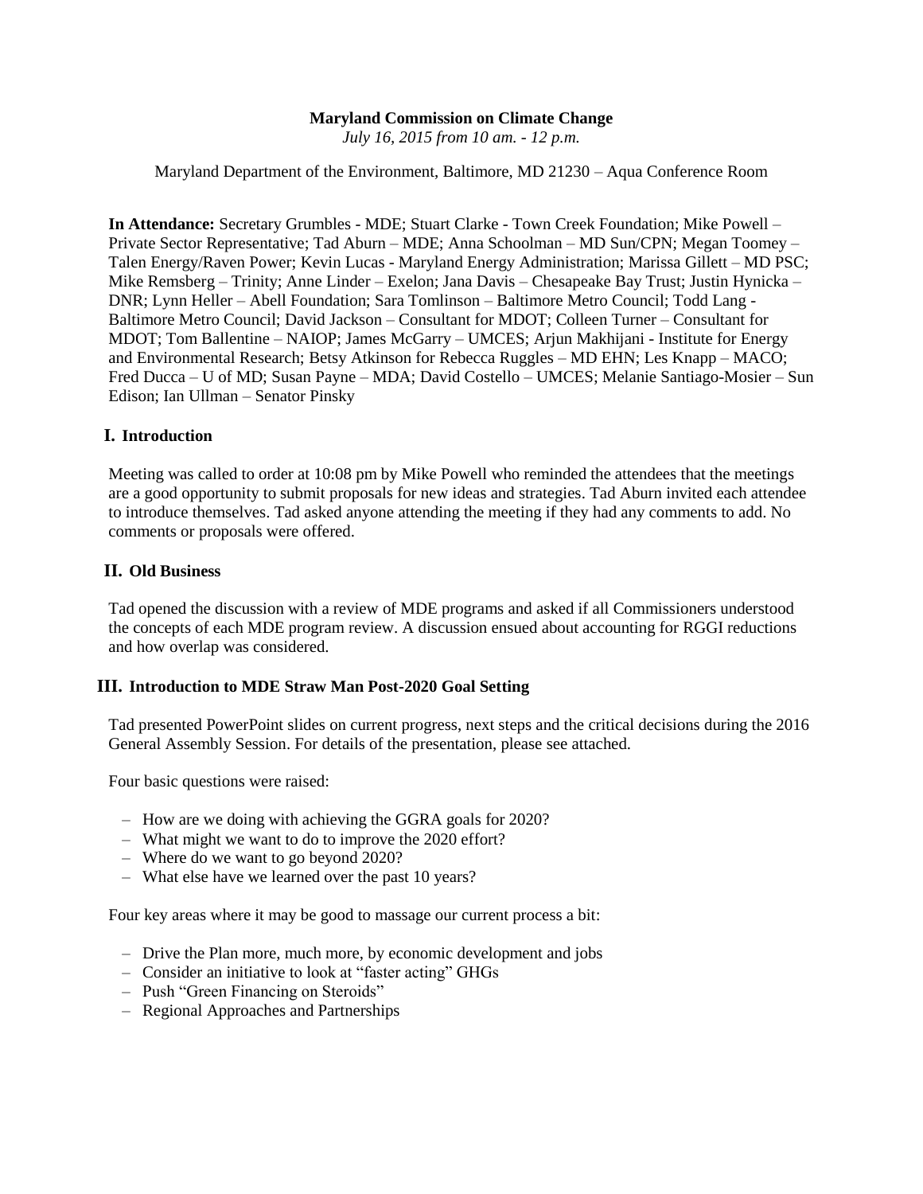**Maryland Commission on Climate Change**

*July 16, 2015 from 10 am. - 12 p.m.*

Maryland Department of the Environment, Baltimore, MD 21230 – Aqua Conference Room

**In Attendance:** Secretary Grumbles - MDE; Stuart Clarke - Town Creek Foundation; Mike Powell – Private Sector Representative; Tad Aburn – MDE; Anna Schoolman – MD Sun/CPN; Megan Toomey – Talen Energy/Raven Power; Kevin Lucas - Maryland Energy Administration; Marissa Gillett – MD PSC; Mike Remsberg – Trinity; Anne Linder – Exelon; Jana Davis – Chesapeake Bay Trust; Justin Hynicka – DNR; Lynn Heller – Abell Foundation; Sara Tomlinson – Baltimore Metro Council; Todd Lang - Baltimore Metro Council; David Jackson – Consultant for MDOT; Colleen Turner – Consultant for MDOT; Tom Ballentine – NAIOP; James McGarry – UMCES; Arjun Makhijani - Institute for Energy and Environmental Research; Betsy Atkinson for Rebecca Ruggles – MD EHN; Les Knapp – MACO; Fred Ducca – U of MD; Susan Payne – MDA; David Costello – UMCES; Melanie Santiago-Mosier – Sun Edison; Ian Ullman – Senator Pinsky

## I. Introduction

Meeting was called to order at 10:08 pm by Mike Powell who reminded the attendees that the meetings are a good opportunity to submit proposals for new ideas and strategies. Tad Aburn invited each attendee to introduce themselves. Tad asked anyone attending the meeting if they had any comments to add. No comments or proposals were offered.

## II. Old Business

Tad opened the discussion with a review of MDE programs and asked if all Commissioners understood the concepts of each MDE program review. A discussion ensued about accounting for RGGI reductions and how overlap was considered.

## III. Introduction to MDE Straw Man Post-2020 Goal Setting

Tad presented PowerPoint slides on current progress, next steps and the critical decisions during the 2016 General Assembly Session. For details of the presentation, please see attached.

Four basic questions were raised:

- How are we doing with achieving the GGRA goals for 2020?
- What might we want to do to improve the 2020 effort?
- Where do we want to go beyond 2020?
- What else have we learned over the past 10 years?

Four key areas where it may be good to massage our current process a bit:

- Drive the Plan more, much more, by economic development and jobs
- Consider an initiative to look at "faster acting" GHGs
- Push "Green Financing on Steroids"
- Regional Approaches and Partnerships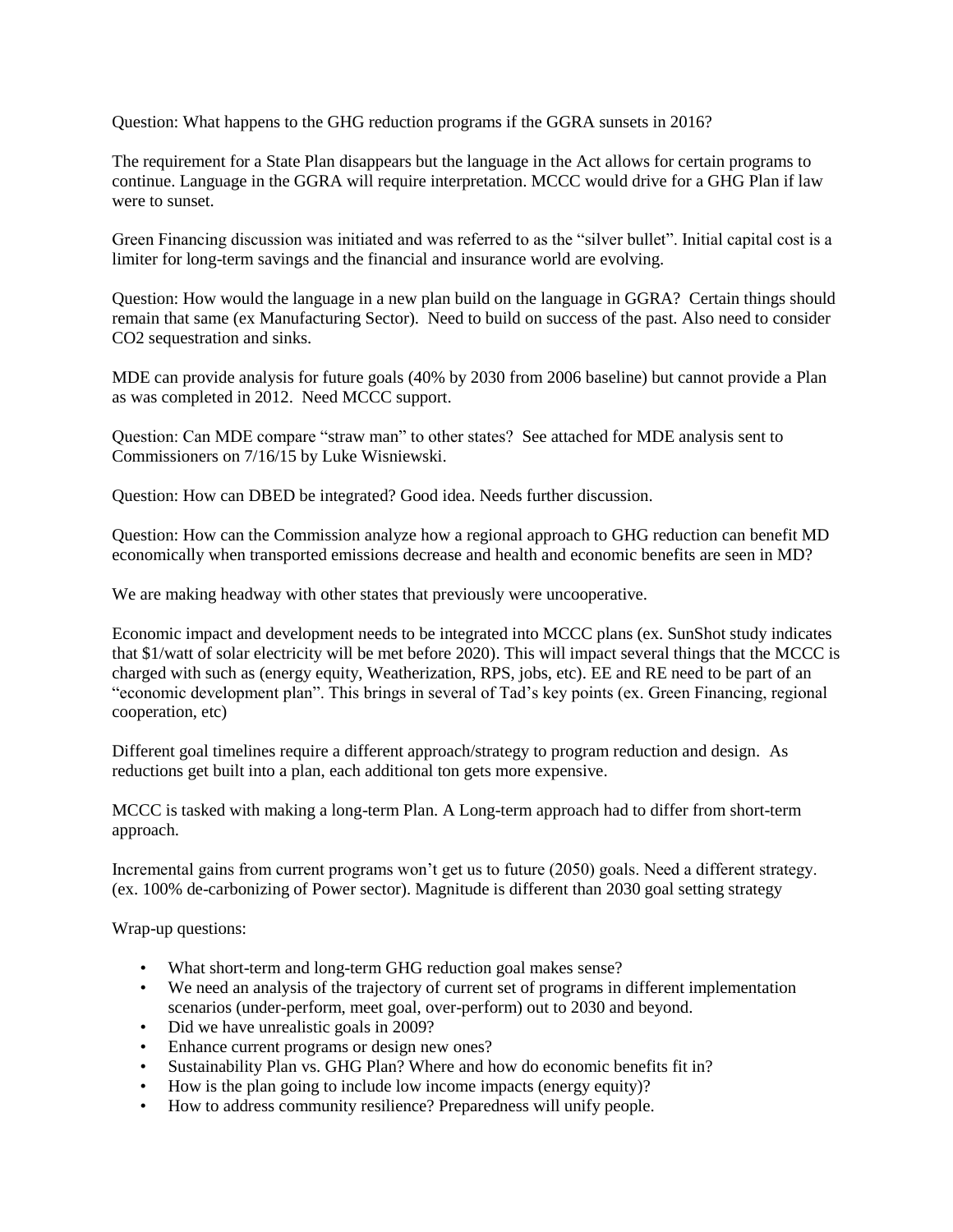Question: What happens to the GHG reduction programs if the GGRA sunsets in 2016?

The requirement for a State Plan disappears but the language in the Act allows for certain programs to continue. Language in the GGRA will require interpretation. MCCC would drive for a GHG Plan if law were to sunset.

Green Financing discussion was initiated and was referred to as the "silver bullet". Initial capital cost is a limiter for long-term savings and the financial and insurance world are evolving.

Question: How would the language in a new plan build on the language in GGRA? Certain things should remain that same (ex Manufacturing Sector). Need to build on success of the past. Also need to consider $CO_2$ sequestration and sinks.

MDE can provide analysis for future goals (40% by 2030 from 2006 baseline) but cannot provide a Plan as was completed in 2012. Need MCCC support.

Question: Can MDE compare "straw man" to other states? See attached for MDE analysis sent to Commissioners on 7/16/15 by Luke Wisniewski.

Question: How can DBED be integrated? Good idea. Needs further discussion.

Question: How can the Commission analyze how a regional approach to GHG reduction can benefit MD economically when transported emissions decrease and health and economic benefits are seen in MD?

We are making headway with other states that previously were uncooperative.

Economic impact and development needs to be integrated into MCCC plans (ex. SunShot study indicates that $1/watt of solar electricity will be met before 2020). This will impact several things that the MCCC is charged with such as (energy equity, Weatherization, RPS, jobs, etc). EE and RE need to be part of an "economic development plan". This brings in several of Tad's key points (ex. Green Financing, regional cooperation, etc)

Different goal timelines require a different approach/strategy to program reduction and design. As reductions get built into a plan, each additional ton gets more expensive.

MCCC is tasked with making a long-term Plan. A Long-term approach had to differ from short-term approach.

Incremental gains from current programs won't get us to future (2050) goals. Need a different strategy. (ex. 100% de-carbonizing of Power sector). Magnitude is different than 2030 goal setting strategy

Wrap-up questions:

- What short-term and long-term GHG reduction goal makes sense?
- We need an analysis of the trajectory of current set of programs in different implementation scenarios (under-perform, meet goal, over-perform) out to 2030 and beyond.
- Did we have unrealistic goals in 2009?
- Enhance current programs or design new ones?
- Sustainability Plan vs. GHG Plan? Where and how do economic benefits fit in?
- How is the plan going to include low income impacts (energy equity)?
- How to address community resilience? Preparedness will unify people.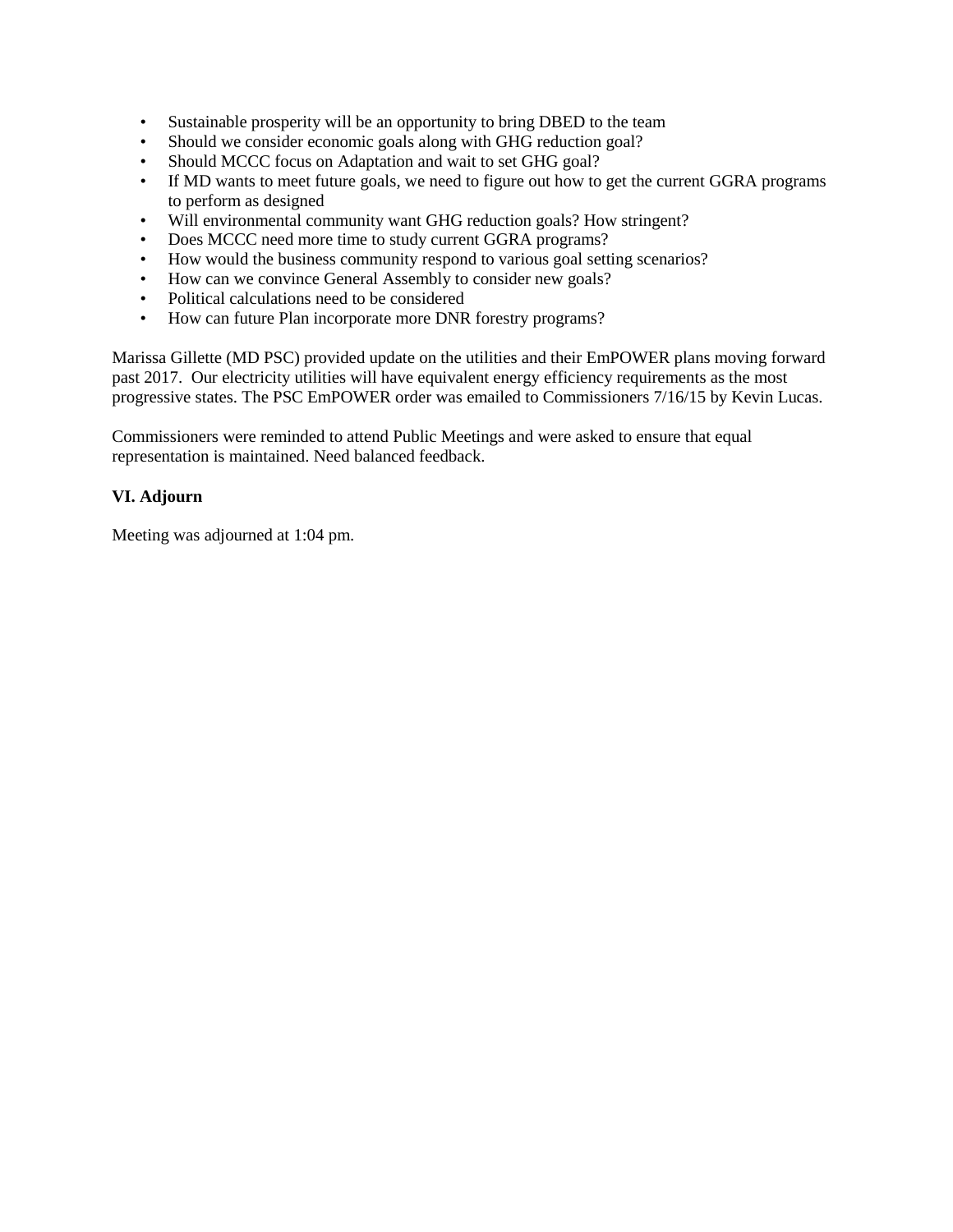- Sustainable prosperity will be an opportunity to bring DBED to the team
- Should we consider economic goals along with GHG reduction goal?
- Should MCCC focus on Adaptation and wait to set GHG goal?
- If MD wants to meet future goals, we need to figure out how to get the current GGRA programs to perform as designed
- Will environmental community want GHG reduction goals? How stringent?
- Does MCCC need more time to study current GGRA programs?
- How would the business community respond to various goal setting scenarios?
- How can we convince General Assembly to consider new goals?
- Political calculations need to be considered
- How can future Plan incorporate more DNR forestry programs?

Marissa Gillette (MD PSC) provided update on the utilities and their EmPOWER plans moving forward past 2017. Our electricity utilities will have equivalent energy efficiency requirements as the most progressive states. The PSC EmPOWER order was emailed to Commissioners 7/16/15 by Kevin Lucas.

Commissioners were reminded to attend Public Meetings and were asked to ensure that equal representation is maintained. Need balanced feedback.

**VI. Adjourn**

Meeting was adjourned at 1:04 pm.